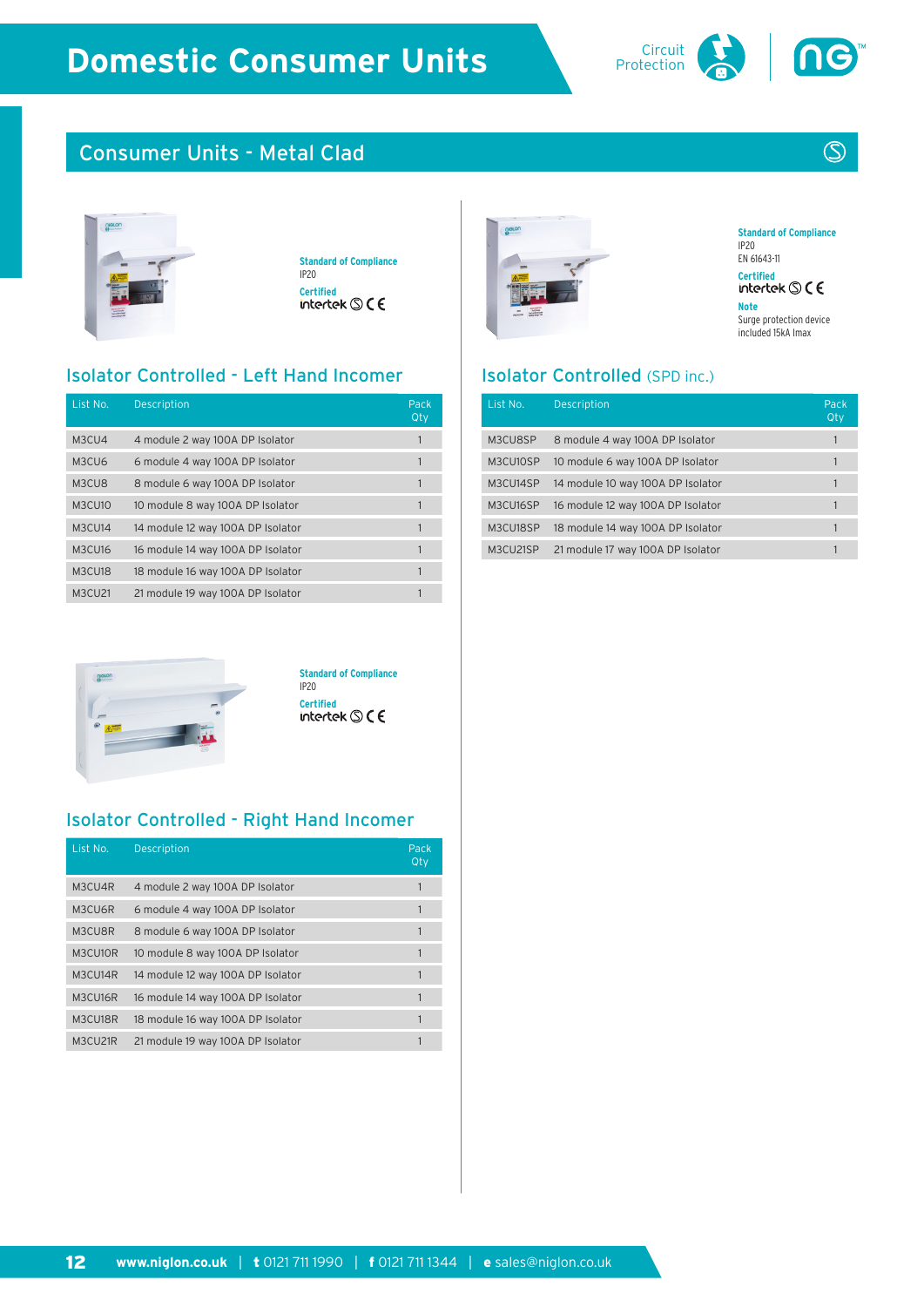# Domestic Consumer Units

Circuit Protection

## Consumer Units - Metal Clad

**Standard of Compliance**
IP20

**Certified**
intertek

### Isolator Controlled - Left Hand Incomer

| List No. | Description | Pack Qty |
|---|---|---|
| M3CU4 | 4 module 2 way 100A DP Isolator | 1 |
| M3CU6 | 6 module 4 way 100A DP Isolator | 1 |
| M3CU8 | 8 module 6 way 100A DP Isolator | 1 |
| M3CU10 | 10 module 8 way 100A DP Isolator | 1 |
| M3CU14 | 14 module 12 way 100A DP Isolator | 1 |
| M3CU16 | 16 module 14 way 100A DP Isolator | 1 |
| M3CU18 | 18 module 16 way 100A DP Isolator | 1 |
| M3CU21 | 21 module 19 way 100A DP Isolator | 1 |

**Standard of Compliance**
IP20

**Certified**
intertek

### Isolator Controlled - Right Hand Incomer

| List No. | Description | Pack Qty |
|---|---|---|
| M3CU4R | 4 module 2 way 100A DP Isolator | 1 |
| M3CU6R | 6 module 4 way 100A DP Isolator | 1 |
| M3CU8R | 8 module 6 way 100A DP Isolator | 1 |
| M3CU10R | 10 module 8 way 100A DP Isolator | 1 |
| M3CU14R | 14 module 12 way 100A DP Isolator | 1 |
| M3CU16R | 16 module 14 way 100A DP Isolator | 1 |
| M3CU18R | 18 module 16 way 100A DP Isolator | 1 |
| M3CU21R | 21 module 19 way 100A DP Isolator | 1 |

**Standard of Compliance**
IP20
EN 61643-11

**Certified**
intertek

**Note**
Surge protection device included 15kA Imax

### Isolator Controlled (SPD inc.)

| List No. | Description | Pack Qty |
|---|---|---|
| M3CU8SP | 8 module 4 way 100A DP Isolator | 1 |
| M3CU10SP | 10 module 6 way 100A DP Isolator | 1 |
| M3CU14SP | 14 module 10 way 100A DP Isolator | 1 |
| M3CU16SP | 16 module 12 way 100A DP Isolator | 1 |
| M3CU18SP | 18 module 14 way 100A DP Isolator | 1 |
| M3CU21SP | 21 module 17 way 100A DP Isolator | 1 |

**www.niglon.co.uk** | **t** 0121 711 1990 | **f** 0121 711 1344 | **e** sales@niglon.co.uk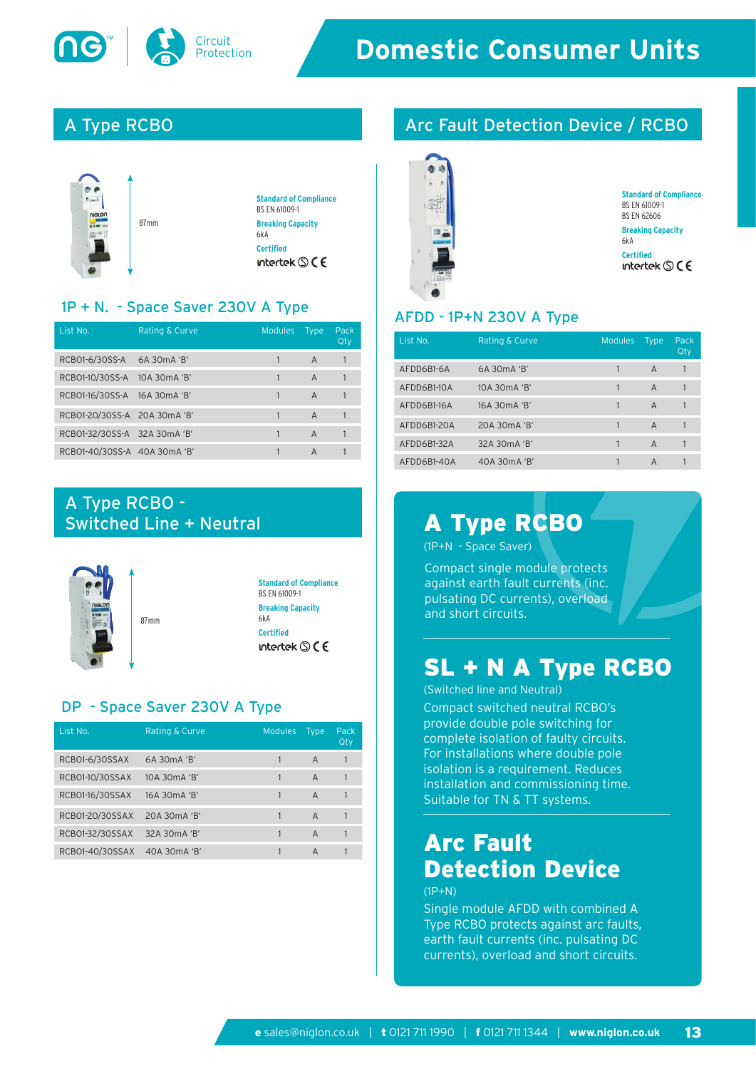# Domestic Consumer Units

Circuit Protection

## A Type RCBO

87mm

**Standard of Compliance**
BS EN 61009-1

**Breaking Capacity**
6kA

**Certified**
intertek CE

### 1P + N. - Space Saver 230V A Type

| List No. | Rating & Curve | Modules | Type | Pack Qty |
|---|---|---|---|---|
| RCBO1-6/30SS-A | 6A 30mA 'B' | 1 | A | 1 |
| RCBO1-10/30SS-A | 10A 30mA 'B' | 1 | A | 1 |
| RCBO1-16/30SS-A | 16A 30mA 'B' | 1 | A | 1 |
| RCBO1-20/30SS-A | 20A 30mA 'B' | 1 | A | 1 |
| RCBO1-32/30SS-A | 32A 30mA 'B' | 1 | A | 1 |
| RCBO1-40/30SS-A | 40A 30mA 'B' | 1 | A | 1 |

## A Type RCBO - Switched Line + Neutral

87mm

**Standard of Compliance**
BS EN 61009-1

**Breaking Capacity**
6kA

**Certified**
intertek CE

### DP - Space Saver 230V A Type

| List No. | Rating & Curve | Modules | Type | Pack Qty |
|---|---|---|---|---|
| RCBO1-6/30SSAX | 6A 30mA 'B' | 1 | A | 1 |
| RCBO1-10/30SSAX | 10A 30mA 'B' | 1 | A | 1 |
| RCBO1-16/30SSAX | 16A 30mA 'B' | 1 | A | 1 |
| RCBO1-20/30SSAX | 20A 30mA 'B' | 1 | A | 1 |
| RCBO1-32/30SSAX | 32A 30mA 'B' | 1 | A | 1 |
| RCBO1-40/30SSAX | 40A 30mA 'B' | 1 | A | 1 |

## Arc Fault Detection Device / RCBO

**Standard of Compliance**
BS EN 61009-1
BS EN 62606

**Breaking Capacity**
6kA

**Certified**
intertek CE

### AFDD - 1P+N 230V A Type

| List No. | Rating & Curve | Modules | Type | Pack Qty |
|---|---|---|---|---|
| AFDD6B1-6A | 6A 30mA 'B' | 1 | A | 1 |
| AFDD6B1-10A | 10A 30mA 'B' | 1 | A | 1 |
| AFDD6B1-16A | 16A 30mA 'B' | 1 | A | 1 |
| AFDD6B1-20A | 20A 30mA 'B' | 1 | A | 1 |
| AFDD6B1-32A | 32A 30mA 'B' | 1 | A | 1 |
| AFDD6B1-40A | 40A 30mA 'B' | 1 | A | 1 |

## A Type RCBO

(1P+N - Space Saver)

Compact single module protects against earth fault currents (inc. pulsating DC currents), overload and short circuits.

## SL + N A Type RCBO

(Switched line and Neutral)

Compact switched neutral RCBO's provide double pole switching for complete isolation of faulty circuits. For installations where double pole isolation is a requirement. Reduces installation and commissioning time. Suitable for TN & TT systems.

## Arc Fault Detection Device

(1P+N)

Single module AFDD with combined A Type RCBO protects against arc faults, earth fault currents (inc. pulsating DC currents), overload and short circuits.

**e** sales@niglon.co.uk | **t** 0121 711 1990 | **f** 0121 711 1344 | **www.niglon.co.uk**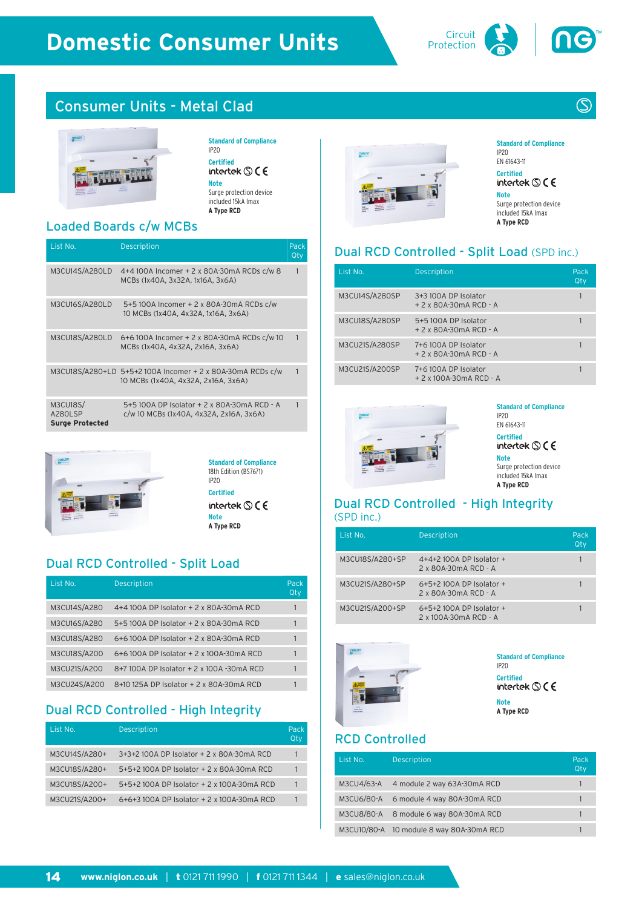# Domestic Consumer Units

## Consumer Units - Metal Clad

**Standard of Compliance**
IP20

**Certified**
intertek CE

**Note**
Surge protection device included 15kA Imax
**A Type RCD**

### Loaded Boards c/w MCBs

| List No. | Description | Pack Qty |
|---|---|---|
| M3CU14S/A280LD | 4+4 100A Incomer + 2 x 80A-30mA RCDs c/w 8 MCBs (1x40A, 3x32A, 1x16A, 3x6A) | 1 |
| M3CU16S/A280LD | 5+5 100A Incomer + 2 x 80A-30mA RCDs c/w 10 MCBs (1x40A, 4x32A, 1x16A, 3x6A) | |
| M3CU18S/A280LD | 6+6 100A Incomer + 2 x 80A-30mA RCDs c/w 10 MCBs (1x40A, 4x32A, 2x16A, 3x6A) | 1 |
| M3CU18S/A280+LD | 5+5+2 100A Incomer + 2 x 80A-30mA RCDs c/w 10 MCBs (1x40A, 4x32A, 2x16A, 3x6A) | 1 |
| M3CU18S/ A280LSP **Surge Protected** | 5+5 100A DP Isolator + 2 x 80A-30mA RCD - A c/w 10 MCBs (1x40A, 4x32A, 2x16A, 3x6A) | 1 |

**Standard of Compliance**
18th Edition (BS7671)
IP20

**Certified**
intertek CE

**Note**
**A Type RCD**

### Dual RCD Controlled - Split Load

| List No. | Description | Pack Qty |
|---|---|---|
| M3CU14S/A280 | 4+4 100A DP Isolator + 2 x 80A-30mA RCD | 1 |
| M3CU16S/A280 | 5+5 100A DP Isolator + 2 x 80A-30mA RCD | 1 |
| M3CU18S/A280 | 6+6 100A DP Isolator + 2 x 80A-30mA RCD | 1 |
| M3CU18S/A200 | 6+6 100A DP Isolator + 2 x 100A-30mA RCD | 1 |
| M3CU21S/A200 | 8+7 100A DP Isolator + 2 x 100A -30mA RCD | 1 |
| M3CU24S/A200 | 8+10 125A DP Isolator + 2 x 80A-30mA RCD | 1 |

### Dual RCD Controlled - High Integrity

| List No. | Description | Pack Qty |
|---|---|---|
| M3CU14S/A280+ | 3+3+2 100A DP Isolator + 2 x 80A-30mA RCD | 1 |
| M3CU18S/A280+ | 5+5+2 100A DP Isolator + 2 x 80A-30mA RCD | 1 |
| M3CU18S/A200+ | 5+5+2 100A DP Isolator + 2 x 100A-30mA RCD | 1 |
| M3CU21S/A200+ | 6+6+3 100A DP Isolator + 2 x 100A-30mA RCD | 1 |

**Standard of Compliance**
IP20
EN 61643-11

**Certified**
intertek CE

**Note**
Surge protection device included 15kA Imax
**A Type RCD**

### Dual RCD Controlled - Split Load (SPD inc.)

| List No. | Description | Pack Qty |
|---|---|---|
| M3CU14S/A280SP | 3+3 100A DP Isolator + 2 x 80A-30mA RCD - A | 1 |
| M3CU18S/A280SP | 5+5 100A DP Isolator + 2 x 80A-30mA RCD - A | 1 |
| M3CU21S/A280SP | 7+6 100A DP Isolator + 2 x 80A-30mA RCD - A | 1 |
| M3CU21S/A200SP | 7+6 100A DP Isolator + 2 x 100A-30mA RCD - A | 1 |

**Standard of Compliance**
IP20
EN 61643-11

**Certified**
intertek CE

**Note**
Surge protection device included 15kA Imax
**A Type RCD**

### Dual RCD Controlled - High Integrity (SPD inc.)

| List No. | Description | Pack Qty |
|---|---|---|
| M3CU18S/A280+SP | 4+4+2 100A DP Isolator + 2 x 80A-30mA RCD - A | 1 |
| M3CU21S/A280+SP | 6+5+2 100A DP Isolator + 2 x 80A-30mA RCD - A | 1 |
| M3CU21S/A200+SP | 6+5+2 100A DP Isolator + 2 x 100A-30mA RCD - A | 1 |

**Standard of Compliance**
IP20

**Certified**
intertek CE

**Note**
**A Type RCD**

### RCD Controlled

| List No. | Description | Pack Qty |
|---|---|---|
| M3CU4/63-A | 4 module 2 way 63A-30mA RCD | 1 |
| M3CU6/80-A | 6 module 4 way 80A-30mA RCD | 1 |
| M3CU8/80-A | 8 module 6 way 80A-30mA RCD | 1 |
| M3CU10/80-A | 10 module 8 way 80A-30mA RCD | 1 |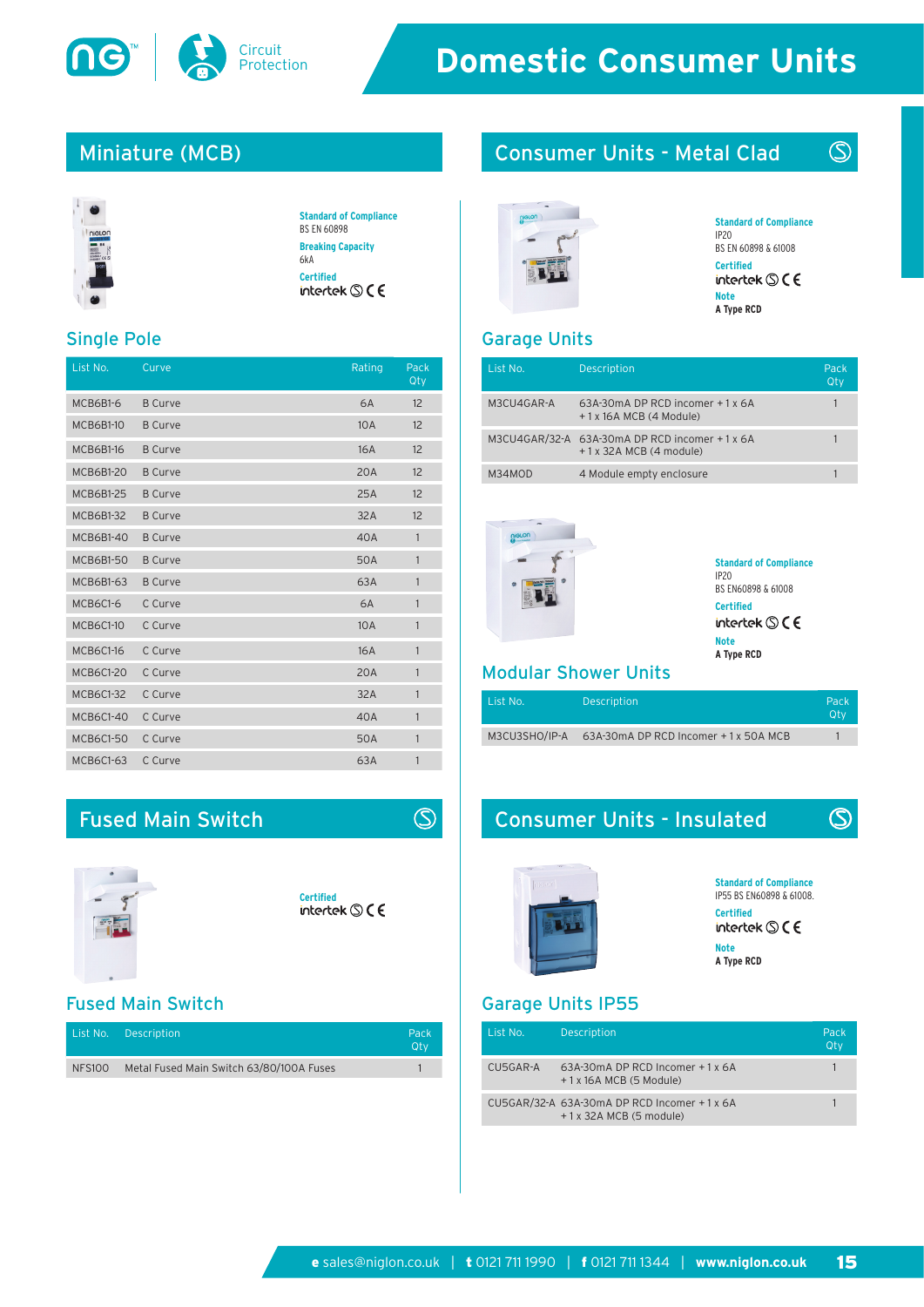# Domestic Consumer Units

Circuit Protection

## Miniature (MCB)

**Standard of Compliance**
BS EN 60898

**Breaking Capacity**
6kA

**Certified**
intertek CE

### Single Pole

| List No. | Curve | Rating | Pack Qty |
|---|---|---|---|
| MCB6B1-6 | B Curve | 6A | 12 |
| MCB6B1-10 | B Curve | 10A | 12 |
| MCB6B1-16 | B Curve | 16A | 12 |
| MCB6B1-20 | B Curve | 20A | 12 |
| MCB6B1-25 | B Curve | 25A | 12 |
| MCB6B1-32 | B Curve | 32A | 12 |
| MCB6B1-40 | B Curve | 40A | 1 |
| MCB6B1-50 | B Curve | 50A | 1 |
| MCB6B1-63 | B Curve | 63A | 1 |
| MCB6C1-6 | C Curve | 6A | 1 |
| MCB6C1-10 | C Curve | 10A | 1 |
| MCB6C1-16 | C Curve | 16A | 1 |
| MCB6C1-20 | C Curve | 20A | 1 |
| MCB6C1-32 | C Curve | 32A | 1 |
| MCB6C1-40 | C Curve | 40A | 1 |
| MCB6C1-50 | C Curve | 50A | 1 |
| MCB6C1-63 | C Curve | 63A | 1 |

## Fused Main Switch

**Certified**
intertek CE

### Fused Main Switch

| List No. | Description | Pack Qty |
|---|---|---|
| NFS100 | Metal Fused Main Switch 63/80/100A Fuses | 1 |

## Consumer Units - Metal Clad

**Standard of Compliance**
IP20
BS EN 60898 & 61008

**Certified**
intertek CE

**Note**
A Type RCD

### Garage Units

| List No. | Description | Pack Qty |
|---|---|---|
| M3CU4GAR-A | 63A-30mA DP RCD incomer + 1 x 6A + 1 x 16A MCB (4 Module) | 1 |
| M3CU4GAR/32-A | 63A-30mA DP RCD incomer + 1 x 6A + 1 x 32A MCB (4 module) | 1 |
| M34MOD | 4 Module empty enclosure | 1 |

**Standard of Compliance**
IP20
BS EN60898 & 61008

**Certified**
intertek CE

**Note**
A Type RCD

### Modular Shower Units

| List No. | Description | Pack Qty |
|---|---|---|
| M3CU3SHO/IP-A | 63A-30mA DP RCD Incomer + 1 x 50A MCB | 1 |

## Consumer Units - Insulated

**Standard of Compliance**
IP55 BS EN60898 & 61008.

**Certified**
intertek CE

**Note**
A Type RCD

### Garage Units IP55

| List No. | Description | Pack Qty |
|---|---|---|
| CU5GAR-A | 63A-30mA DP RCD Incomer + 1 x 6A + 1 x 16A MCB (5 Module) | 1 |
| CU5GAR/32-A | 63A-30mA DP RCD Incomer + 1 x 6A + 1 x 32A MCB (5 module) | 1 |